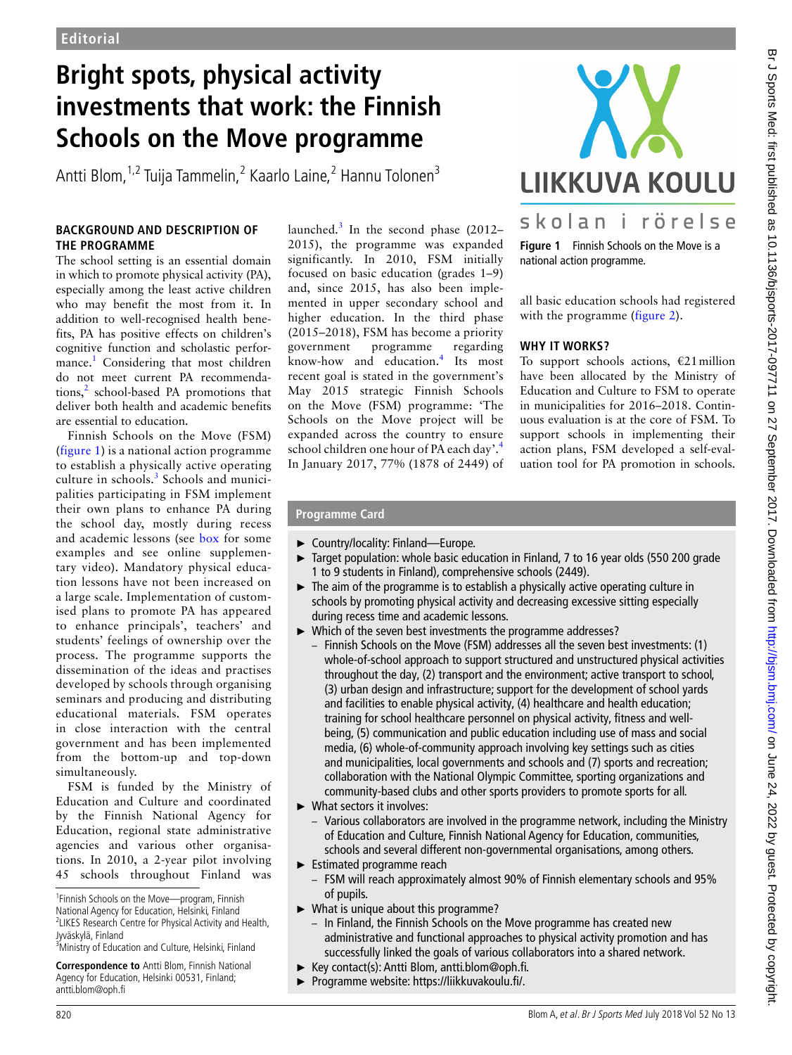Editorial

# Bright spots, physical activity investments that work: the Finnish Schools on the Move programme

Antti Blom,[1,2] Tuija Tammelin,[2] Kaarlo Laine,[2] Hannu Tolonen[3]

## BACKGROUND AND DESCRIPTION OF THE PROGRAMME

The school setting is an essential domain in which to promote physical activity (PA), especially among the least active children who may benefit the most from it. In addition to well-recognised health benefits, PA has positive effects on children's cognitive function and scholastic performance.[1] Considering that most children do not meet current PA recommendations,[2] school-based PA promotions that deliver both health and academic benefits are essential to education.

Finnish Schools on the Move (FSM) (figure 1) is a national action programme to establish a physically active operating culture in schools.[3] Schools and municipalities participating in FSM implement their own plans to enhance PA during the school day, mostly during recess and academic lessons (see box for some examples and see online supplementary video). Mandatory physical education lessons have not been increased on a large scale. Implementation of customised plans to promote PA has appeared to enhance principals', teachers' and students' feelings of ownership over the process. The programme supports the dissemination of the ideas and practises developed by schools through organising seminars and producing and distributing educational materials. FSM operates in close interaction with the central government and has been implemented from the bottom-up and top-down simultaneously.

FSM is funded by the Ministry of Education and Culture and coordinated by the Finnish National Agency for Education, regional state administrative agencies and various other organisations. In 2010, a 2-year pilot involving 45 schools throughout Finland was launched.[3] In the second phase (2012–2015), the programme was expanded significantly. In 2010, FSM initially focused on basic education (grades 1–9) and, since 2015, has also been implemented in upper secondary school and higher education. In the third phase (2015–2018), FSM has become a priority government programme regarding know-how and education.[4] Its most recent goal is stated in the government's May 2015 strategic Finnish Schools on the Move (FSM) programme: 'The Schools on the Move project will be expanded across the country to ensure school children one hour of PA each day'.[4] In January 2017, 77% (1878 of 2449) of all basic education schools had registered with the programme (figure 2).

LIIKKUVA KOULU

skolan i rörelse

Figure 1 Finnish Schools on the Move is a national action programme.

## WHY IT WORKS?

To support schools actions, €21 million have been allocated by the Ministry of Education and Culture to FSM to operate in municipalities for 2016–2018. Continuous evaluation is at the core of FSM. To support schools in implementing their action plans, FSM developed a self-evaluation tool for PA promotion in schools.

### Programme Card

- Country/locality: Finland—Europe.
- Target population: whole basic education in Finland, 7 to 16 year olds (550 200 grade 1 to 9 students in Finland), comprehensive schools (2449).
- The aim of the programme is to establish a physically active operating culture in schools by promoting physical activity and decreasing excessive sitting especially during recess time and academic lessons.
- Which of the seven best investments the programme addresses?
  - Finnish Schools on the Move (FSM) addresses all the seven best investments: (1) whole-of-school approach to support structured and unstructured physical activities throughout the day, (2) transport and the environment; active transport to school, (3) urban design and infrastructure; support for the development of school yards and facilities to enable physical activity, (4) healthcare and health education; training for school healthcare personnel on physical activity, fitness and well-being, (5) communication and public education including use of mass and social media, (6) whole-of-community approach involving key settings such as cities and municipalities, local governments and schools and (7) sports and recreation; collaboration with the National Olympic Committee, sporting organizations and community-based clubs and other sports providers to promote sports for all.
- What sectors it involves:
  - Various collaborators are involved in the programme network, including the Ministry of Education and Culture, Finnish National Agency for Education, communities, schools and several different non-governmental organisations, among others.
- Estimated programme reach
  - FSM will reach approximately almost 90% of Finnish elementary schools and 95% of pupils.
- What is unique about this programme?
  - In Finland, the Finnish Schools on the Move programme has created new administrative and functional approaches to physical activity promotion and has successfully linked the goals of various collaborators into a shared network.
- Key contact(s): Antti Blom, antti.blom@oph.fi.
- Programme website: https://liikkuvakoulu.fi/.

[1]Finnish Schools on the Move—program, Finnish National Agency for Education, Helsinki, Finland
[2]LIKES Research Centre for Physical Activity and Health, Jyväskylä, Finland
[3]Ministry of Education and Culture, Helsinki, Finland

**Correspondence to** Antti Blom, Finnish National Agency for Education, Helsinki 00531, Finland; antti.blom@oph.fi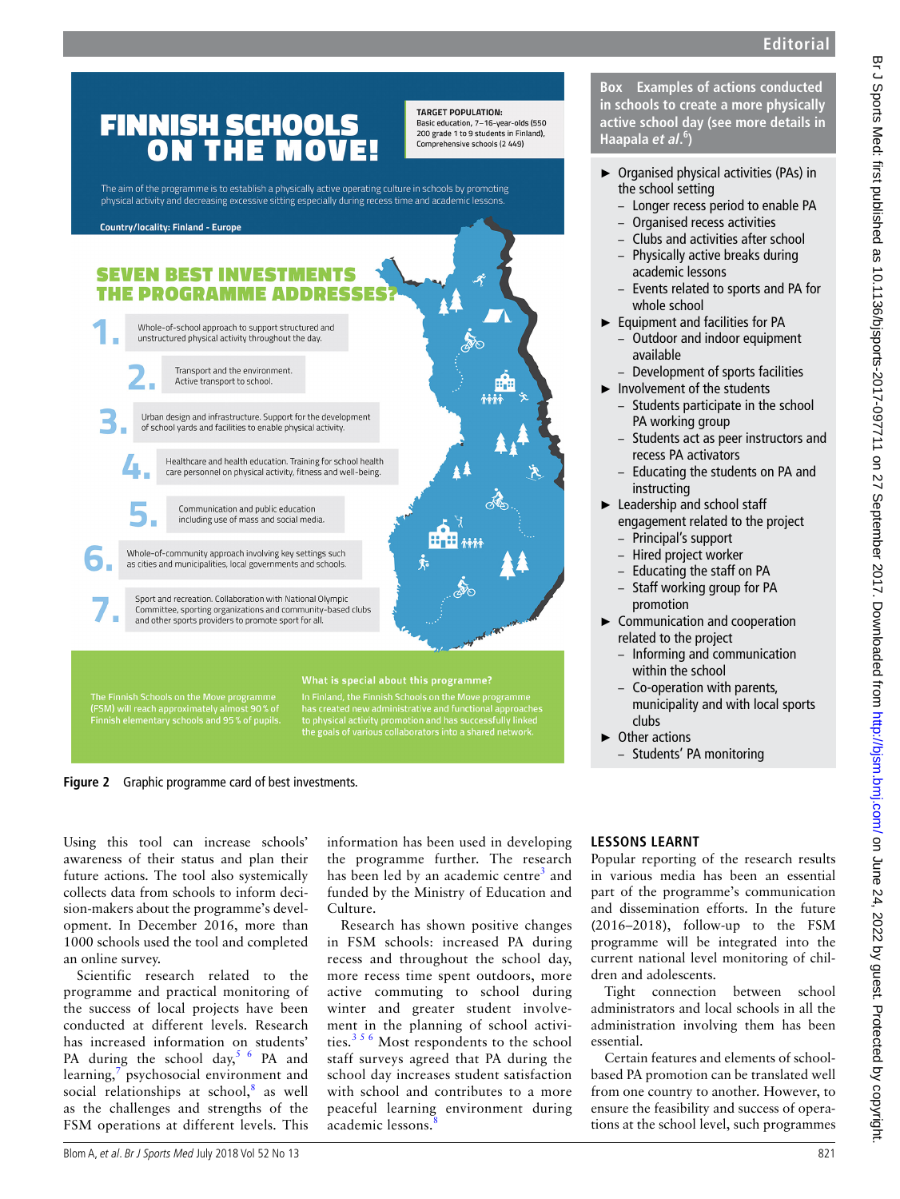# FINNISH SCHOOLS ON THE MOVE!

**TARGET POPULATION:**
Basic education, 7–16-year-olds (550 200 grade 1 to 9 students in Finland), Comprehensive schools (2 449)

The aim of the programme is to establish a physically active operating culture in schools by promoting physical activity and decreasing excessive sitting especially during recess time and academic lessons.

**Country/locality: Finland - Europe**

## SEVEN BEST INVESTMENTS THE PROGRAMME ADDRESSES?

1. Whole-of-school approach to support structured and unstructured physical activity throughout the day.
2. Transport and the environment. Active transport to school.
3. Urban design and infrastructure. Support for the development of school yards and facilities to enable physical activity.
4. Healthcare and health education. Training for school health care personnel on physical activity, fitness and well-being.
5. Communication and public education including use of mass and social media.
6. Whole-of-community approach involving key settings such as cities and municipalities, local governments and schools.
7. Sport and recreation. Collaboration with National Olympic Committee, sporting organizations and community-based clubs and other sports providers to promote sport for all.

The Finnish Schools on the Move programme (FSM) will reach approximately almost 90% of Finnish elementary schools and 95% of pupils.

**What is special about this programme?**
In Finland, the Finnish Schools on the Move programme has created new administrative and functional approaches to physical activity promotion and has successfully linked the goals of various collaborators into a shared network.

**Figure 2** Graphic programme card of best investments.

**Box Examples of actions conducted in schools to create a more physically active school day (see more details in Haapala *et al*.[6])**

- Organised physical activities (PAs) in the school setting
  - Longer recess period to enable PA
  - Organised recess activities
  - Clubs and activities after school
  - Physically active breaks during academic lessons
  - Events related to sports and PA for whole school
- Equipment and facilities for PA
  - Outdoor and indoor equipment available
  - Development of sports facilities
- Involvement of the students
  - Students participate in the school PA working group
  - Students act as peer instructors and recess PA activators
  - Educating the students on PA and instructing
- Leadership and school staff engagement related to the project
  - Principal's support
  - Hired project worker
  - Educating the staff on PA
  - Staff working group for PA promotion
- Communication and cooperation related to the project
  - Informing and communication within the school
  - Co-operation with parents, municipality and with local sports clubs
- Other actions
  - Students' PA monitoring

Using this tool can increase schools' awareness of their status and plan their future actions. The tool also systemically collects data from schools to inform decision-makers about the programme's development. In December 2016, more than 1000 schools used the tool and completed an online survey.

Scientific research related to the programme and practical monitoring of the success of local projects have been conducted at different levels. Research has increased information on students' PA during the school day,[5 6] PA and learning,[7] psychosocial environment and social relationships at school,[8] as well as the challenges and strengths of the FSM operations at different levels. This information has been used in developing the programme further. The research has been led by an academic centre[3] and funded by the Ministry of Education and Culture.

Research has shown positive changes in FSM schools: increased PA during recess and throughout the school day, more recess time spent outdoors, more active commuting to school during winter and greater student involvement in the planning of school activities.[3 5 6] Most respondents to the school staff surveys agreed that PA during the school day increases student satisfaction with school and contributes to a more peaceful learning environment during academic lessons.[8]

## LESSONS LEARNT

Popular reporting of the research results in various media has been an essential part of the programme's communication and dissemination efforts. In the future (2016–2018), follow-up to the FSM programme will be integrated into the current national level monitoring of children and adolescents.

Tight connection between school administrators and local schools in all the administration involving them has been essential.

Certain features and elements of school-based PA promotion can be translated well from one country to another. However, to ensure the feasibility and success of operations at the school level, such programmes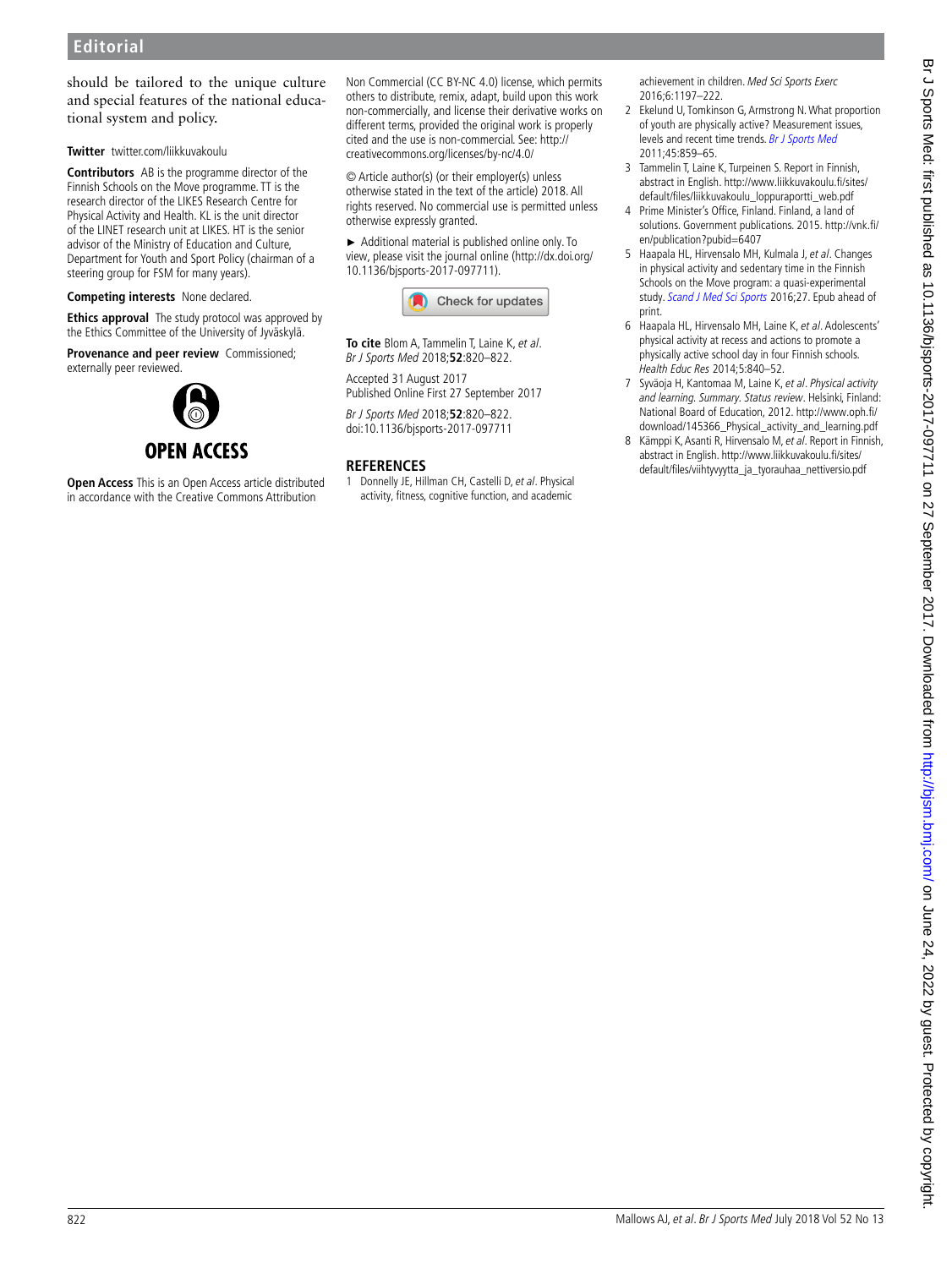should be tailored to the unique culture and special features of the national educational system and policy.

**Twitter** twitter.com/liikkuvakoulu

**Contributors** AB is the programme director of the Finnish Schools on the Move programme. TT is the research director of the LIKES Research Centre for Physical Activity and Health. KL is the unit director of the LINET research unit at LIKES. HT is the senior advisor of the Ministry of Education and Culture, Department for Youth and Sport Policy (chairman of a steering group for FSM for many years).

**Competing interests** None declared.

**Ethics approval** The study protocol was approved by the Ethics Committee of the University of Jyväskylä.

**Provenance and peer review** Commissioned; externally peer reviewed.

**OPEN ACCESS**

**Open Access** This is an Open Access article distributed in accordance with the Creative Commons Attribution Non Commercial (CC BY-NC 4.0) license, which permits others to distribute, remix, adapt, build upon this work non-commercially, and license their derivative works on different terms, provided the original work is properly cited and the use is non-commercial. See: http://creativecommons.org/licenses/by-nc/4.0/

© Article author(s) (or their employer(s) unless otherwise stated in the text of the article) 2018. All rights reserved. No commercial use is permitted unless otherwise expressly granted.

► Additional material is published online only. To view, please visit the journal online (http://dx.doi.org/10.1136/bjsports-2017-097711).

**To cite** Blom A, Tammelin T, Laine K, *et al*. *Br J Sports Med* 2018;**52**:820–822.

Accepted 31 August 2017
Published Online First 27 September 2017

*Br J Sports Med* 2018;**52**:820–822.
doi:10.1136/bjsports-2017-097711

## REFERENCES

1. Donnelly JE, Hillman CH, Castelli D, *et al*. Physical activity, fitness, cognitive function, and academic achievement in children. *Med Sci Sports Exerc* 2016;6:1197–222.
2. Ekelund U, Tomkinson G, Armstrong N. What proportion of youth are physically active? Measurement issues, levels and recent time trends. *Br J Sports Med* 2011;45:859–65.
3. Tammelin T, Laine K, Turpeinen S. Report in Finnish, abstract in English. http://www.liikkuvakoulu.fi/sites/default/files/liikkuvakoulu_loppuraportti_web.pdf
4. Prime Minister's Office, Finland. Finland, a land of solutions. Government publications. 2015. http://vnk.fi/en/publication?pubid=6407
5. Haapala HL, Hirvensalo MH, Kulmala J, *et al*. Changes in physical activity and sedentary time in the Finnish Schools on the Move program: a quasi-experimental study. *Scand J Med Sci Sports* 2016;27. Epub ahead of print.
6. Haapala HL, Hirvensalo MH, Laine K, *et al*. Adolescents' physical activity at recess and actions to promote a physically active school day in four Finnish schools. *Health Educ Res* 2014;5:840–52.
7. Syväoja H, Kantomaa M, Laine K, *et al*. *Physical activity and learning. Summary. Status review*. Helsinki, Finland: National Board of Education, 2012. http://www.oph.fi/download/145366_Physical_activity_and_learning.pdf
8. Kämppi K, Asanti R, Hirvensalo M, *et al*. Report in Finnish, abstract in English. http://www.liikkuvakoulu.fi/sites/default/files/viihtyvyytta_ja_tyorauhaa_nettiversio.pdf